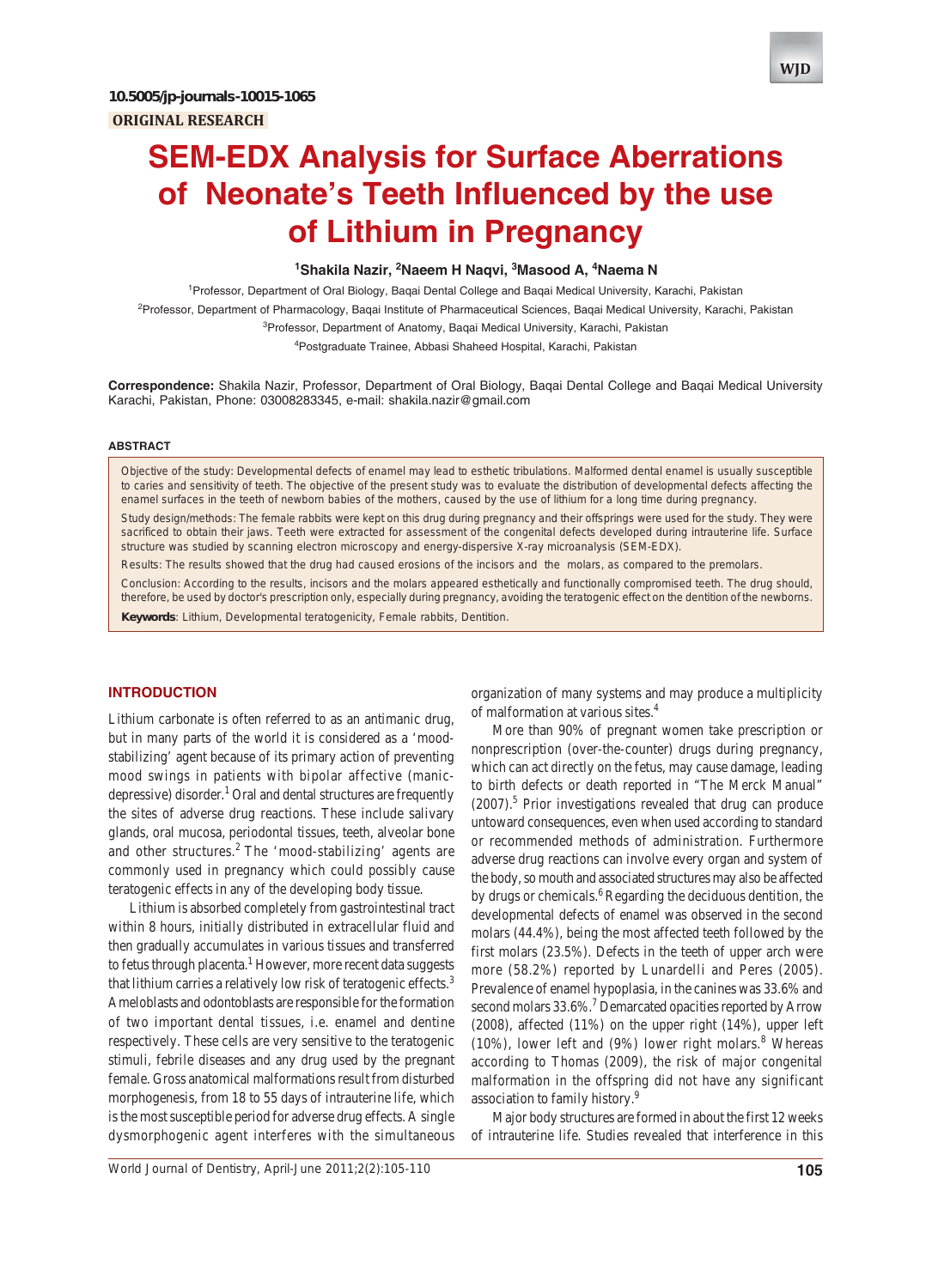10.5005/jp-journals-10015-1065

ORIGINAL RESEARCH

# SEM-EDX Analysis for Surface Aberrations of Neonate's Teeth Influenced by the use of Lithium in Pregnancy

[1]Shakila Nazir, [2]Naeem H Naqvi, [3]Masood A, [4]Naema N

[1]Professor, Department of Oral Biology, Baqai Dental College and Baqai Medical University, Karachi, Pakistan

[2]Professor, Department of Pharmacology, Baqai Institute of Pharmaceutical Sciences, Baqai Medical University, Karachi, Pakistan

[3]Professor, Department of Anatomy, Baqai Medical University, Karachi, Pakistan

[4]Postgraduate Trainee, Abbasi Shaheed Hospital, Karachi, Pakistan

**Correspondence:** Shakila Nazir, Professor, Department of Oral Biology, Baqai Dental College and Baqai Medical University Karachi, Pakistan, Phone: 03008283345, e-mail: shakila.nazir@gmail.com

### ABSTRACT

Objective of the study: Developmental defects of enamel may lead to esthetic tribulations. Malformed dental enamel is usually susceptible to caries and sensitivity of teeth. The objective of the present study was to evaluate the distribution of developmental defects affecting the enamel surfaces in the teeth of newborn babies of the mothers, caused by the use of lithium for a long time during pregnancy.

Study design/methods: The female rabbits were kept on this drug during pregnancy and their offsprings were used for the study. They were sacrificed to obtain their jaws. Teeth were extracted for assessment of the congenital defects developed during intrauterine life. Surface structure was studied by scanning electron microscopy and energy-dispersive X-ray microanalysis (SEM-EDX).

Results: The results showed that the drug had caused erosions of the incisors and the molars, as compared to the premolars.

Conclusion: According to the results, incisors and the molars appeared esthetically and functionally compromised teeth. The drug should, therefore, be used by doctor's prescription only, especially during pregnancy, avoiding the teratogenic effect on the dentition of the newborns.

**Keywords**: Lithium, Developmental teratogenicity, Female rabbits, Dentition.

## INTRODUCTION

Lithium carbonate is often referred to as an antimanic drug, but in many parts of the world it is considered as a 'mood-stabilizing' agent because of its primary action of preventing mood swings in patients with bipolar affective (manic-depressive) disorder.[1] Oral and dental structures are frequently the sites of adverse drug reactions. These include salivary glands, oral mucosa, periodontal tissues, teeth, alveolar bone and other structures.[2] The 'mood-stabilizing' agents are commonly used in pregnancy which could possibly cause teratogenic effects in any of the developing body tissue.

Lithium is absorbed completely from gastrointestinal tract within 8 hours, initially distributed in extracellular fluid and then gradually accumulates in various tissues and transferred to fetus through placenta.[1] However, more recent data suggests that lithium carries a relatively low risk of teratogenic effects.[3] Ameloblasts and odontoblasts are responsible for the formation of two important dental tissues, i.e. enamel and dentine respectively. These cells are very sensitive to the teratogenic stimuli, febrile diseases and any drug used by the pregnant female. Gross anatomical malformations result from disturbed morphogenesis, from 18 to 55 days of intrauterine life, which is the most susceptible period for adverse drug effects. A single dysmorphogenic agent interferes with the simultaneous organization of many systems and may produce a multiplicity of malformation at various sites.[4]

More than 90% of pregnant women take prescription or nonprescription (over-the-counter) drugs during pregnancy, which can act directly on the fetus, may cause damage, leading to birth defects or death reported in "The Merck Manual" (2007).[5] Prior investigations revealed that drug can produce untoward consequences, even when used according to standard or recommended methods of administration. Furthermore adverse drug reactions can involve every organ and system of the body, so mouth and associated structures may also be affected by drugs or chemicals.[6] Regarding the deciduous dentition, the developmental defects of enamel was observed in the second molars (44.4%), being the most affected teeth followed by the first molars (23.5%). Defects in the teeth of upper arch were more (58.2%) reported by Lunardelli and Peres (2005). Prevalence of enamel hypoplasia, in the canines was 33.6% and second molars 33.6%.[7] Demarcated opacities reported by Arrow (2008), affected (11%) on the upper right (14%), upper left (10%), lower left and (9%) lower right molars.[8] Whereas according to Thomas (2009), the risk of major congenital malformation in the offspring did not have any significant association to family history.[9]

Major body structures are formed in about the first 12 weeks of intrauterine life. Studies revealed that interference in this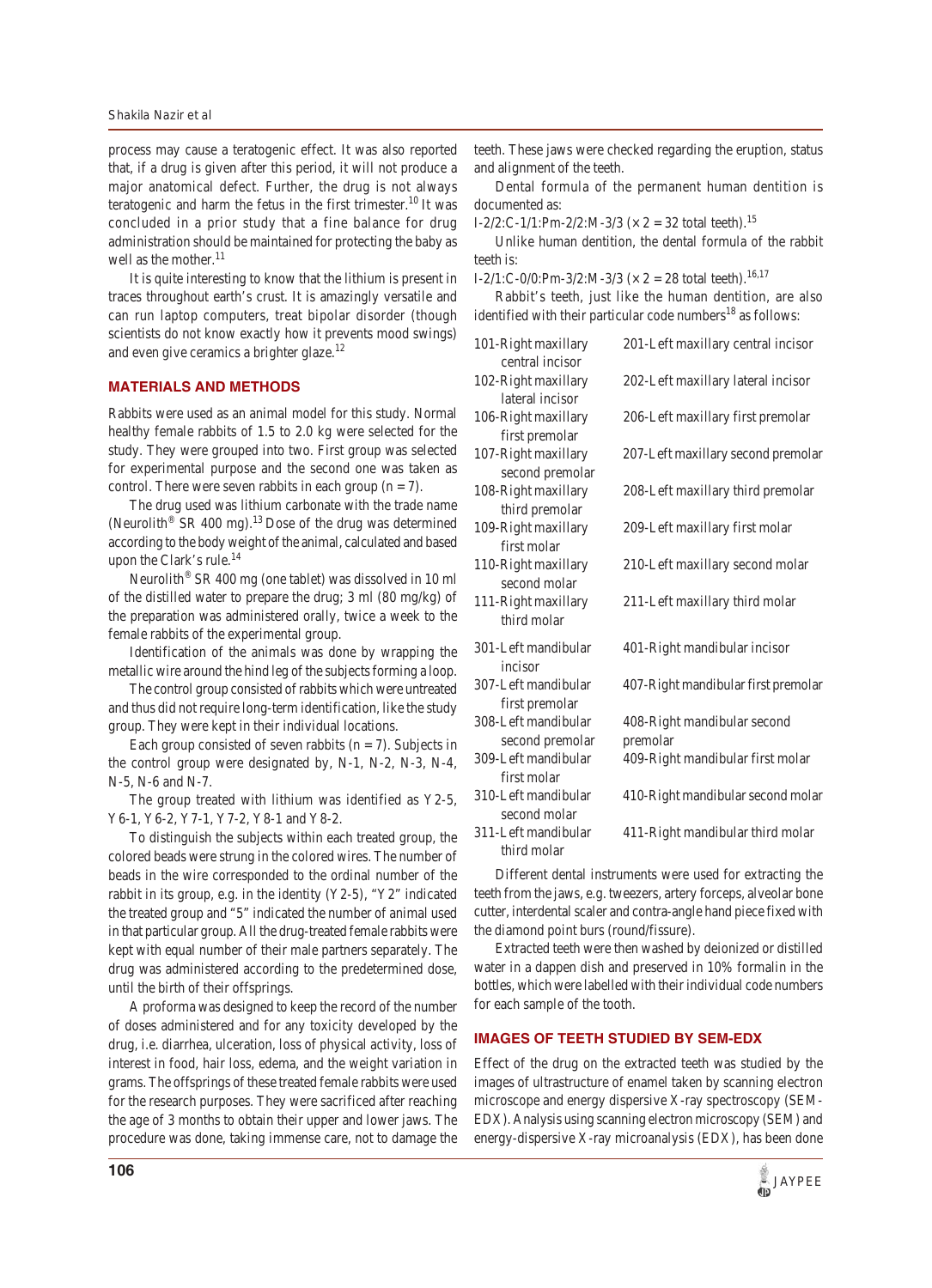process may cause a teratogenic effect. It was also reported that, if a drug is given after this period, it will not produce a major anatomical defect. Further, the drug is not always teratogenic and harm the fetus in the first trimester.[10] It was concluded in a prior study that a fine balance for drug administration should be maintained for protecting the baby as well as the mother.[11]

It is quite interesting to know that the lithium is present in traces throughout earth's crust. It is amazingly versatile and can run laptop computers, treat bipolar disorder (though scientists do not know exactly how it prevents mood swings) and even give ceramics a brighter glaze.[12]

## MATERIALS AND METHODS

Rabbits were used as an animal model for this study. Normal healthy female rabbits of 1.5 to 2.0 kg were selected for the study. They were grouped into two. First group was selected for experimental purpose and the second one was taken as control. There were seven rabbits in each group (n = 7).

The drug used was lithium carbonate with the trade name (Neurolith® SR 400 mg).[13] Dose of the drug was determined according to the body weight of the animal, calculated and based upon the Clark's rule.[14]

Neurolith® SR 400 mg (one tablet) was dissolved in 10 ml of the distilled water to prepare the drug; 3 ml (80 mg/kg) of the preparation was administered orally, twice a week to the female rabbits of the experimental group.

Identification of the animals was done by wrapping the metallic wire around the hind leg of the subjects forming a loop.

The control group consisted of rabbits which were untreated and thus did not require long-term identification, like the study group. They were kept in their individual locations.

Each group consisted of seven rabbits (n = 7). Subjects in the control group were designated by, N-1, N-2, N-3, N-4, N-5, N-6 and N-7.

The group treated with lithium was identified as Y2-5, Y6-1, Y6-2, Y7-1, Y7-2, Y8-1 and Y8-2.

To distinguish the subjects within each treated group, the colored beads were strung in the colored wires. The number of beads in the wire corresponded to the ordinal number of the rabbit in its group, e.g. in the identity (Y2-5), "Y2" indicated the treated group and "5" indicated the number of animal used in that particular group. All the drug-treated female rabbits were kept with equal number of their male partners separately. The drug was administered according to the predetermined dose, until the birth of their offsprings.

A proforma was designed to keep the record of the number of doses administered and for any toxicity developed by the drug, i.e. diarrhea, ulceration, loss of physical activity, loss of interest in food, hair loss, edema, and the weight variation in grams. The offsprings of these treated female rabbits were used for the research purposes. They were sacrificed after reaching the age of 3 months to obtain their upper and lower jaws. The procedure was done, taking immense care, not to damage the teeth. These jaws were checked regarding the eruption, status and alignment of the teeth.

Dental formula of the permanent human dentition is documented as:

I-2/2:C-1/1:Pm-2/2:M-3/3 (× 2 = 32 total teeth).[15]

Unlike human dentition, the dental formula of the rabbit teeth is:

I-2/1:C-0/0:Pm-3/2:M-3/3 (× 2 = 28 total teeth).[16,17]

Rabbit's teeth, just like the human dentition, are also identified with their particular code numbers[18] as follows:

| | |
|---|---|
| 101-Right maxillary central incisor | 201-Left maxillary central incisor |
| 102-Right maxillary lateral incisor | 202-Left maxillary lateral incisor |
| 106-Right maxillary first premolar | 206-Left maxillary first premolar |
| 107-Right maxillary second premolar | 207-Left maxillary second premolar |
| 108-Right maxillary third premolar | 208-Left maxillary third premolar |
| 109-Right maxillary first molar | 209-Left maxillary first molar |
| 110-Right maxillary second molar | 210-Left maxillary second molar |
| 111-Right maxillary third molar | 211-Left maxillary third molar |
| 301-Left mandibular incisor | 401-Right mandibular incisor |
| 307-Left mandibular first premolar | 407-Right mandibular first premolar |
| 308-Left mandibular second premolar | 408-Right mandibular second premolar |
| 309-Left mandibular first molar | 409-Right mandibular first molar |
| 310-Left mandibular second molar | 410-Right mandibular second molar |
| 311-Left mandibular third molar | 411-Right mandibular third molar |

Different dental instruments were used for extracting the teeth from the jaws, e.g. tweezers, artery forceps, alveolar bone cutter, interdental scaler and contra-angle hand piece fixed with the diamond point burs (round/fissure).

Extracted teeth were then washed by deionized or distilled water in a dappen dish and preserved in 10% formalin in the bottles, which were labelled with their individual code numbers for each sample of the tooth.

## IMAGES OF TEETH STUDIED BY SEM-EDX

Effect of the drug on the extracted teeth was studied by the images of ultrastructure of enamel taken by scanning electron microscope and energy dispersive X-ray spectroscopy (SEM-EDX). Analysis using scanning electron microscopy (SEM) and energy-dispersive X-ray microanalysis (EDX), has been done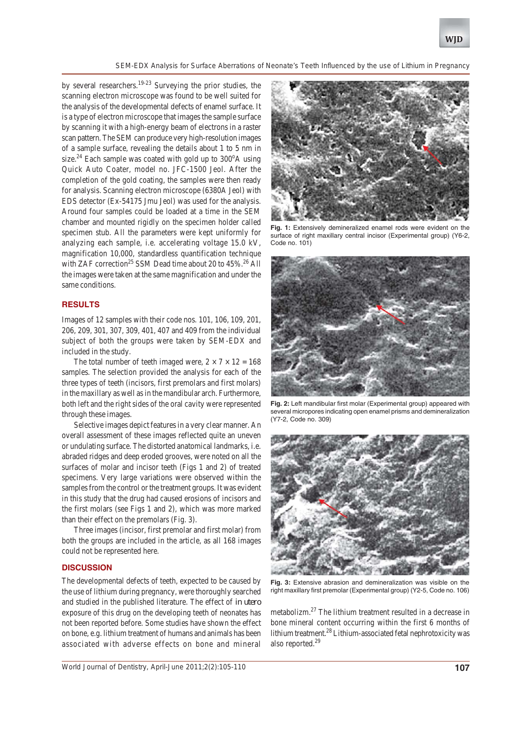by several researchers.[19-23] Surveying the prior studies, the scanning electron microscope was found to be well suited for the analysis of the developmental defects of enamel surface. It is a type of electron microscope that images the sample surface by scanning it with a high-energy beam of electrons in a raster scan pattern. The SEM can produce very high-resolution images of a sample surface, revealing the details about 1 to 5 nm in size.[24] Each sample was coated with gold up to 300°A using Quick Auto Coater, model no. JFC-1500 Jeol. After the completion of the gold coating, the samples were then ready for analysis. Scanning electron microscope (6380A Jeol) with EDS detector (Ex-54175 Jmu Jeol) was used for the analysis. Around four samples could be loaded at a time in the SEM chamber and mounted rigidly on the specimen holder called specimen stub. All the parameters were kept uniformly for analyzing each sample, i.e. accelerating voltage 15.0 kV, magnification 10,000, standardless quantification technique with ZAF correction[25] SSM Dead time about 20 to 45%.[26] All the images were taken at the same magnification and under the same conditions.

## RESULTS

Images of 12 samples with their code nos. 101, 106, 109, 201, 206, 209, 301, 307, 309, 401, 407 and 409 from the individual subject of both the groups were taken by SEM-EDX and included in the study.

The total number of teeth imaged were, $2 \times 7 \times 12 = 168$ samples. The selection provided the analysis for each of the three types of teeth (incisors, first premolars and first molars) in the maxillary as well as in the mandibular arch. Furthermore, both left and the right sides of the oral cavity were represented through these images.

Selective images depict features in a very clear manner. An overall assessment of these images reflected quite an uneven or undulating surface. The distorted anatomical landmarks, i.e. abraded ridges and deep eroded grooves, were noted on all the surfaces of molar and incisor teeth (Figs 1 and 2) of treated specimens. Very large variations were observed within the samples from the control or the treatment groups. It was evident in this study that the drug had caused erosions of incisors and the first molars (see Figs 1 and 2), which was more marked than their effect on the premolars (Fig. 3).

Three images (incisor, first premolar and first molar) from both the groups are included in the article, as all 168 images could not be represented here.

**Fig. 1:** Extensively demineralized enamel rods were evident on the surface of right maxillary central incisor (Experimental group) (Y6-2, Code no. 101)

**Fig. 2:** Left mandibular first molar (Experimental group) appeared with several micropores indicating open enamel prisms and demineralization (Y7-2, Code no. 309)

**Fig. 3:** Extensive abrasion and demineralization was visible on the right maxillary first premolar (Experimental group) (Y2-5, Code no. 106)

## DISCUSSION

The developmental defects of teeth, expected to be caused by the use of lithium during pregnancy, were thoroughly searched and studied in the published literature. The effect of *in utero* exposure of this drug on the developing teeth of neonates has not been reported before. Some studies have shown the effect on bone, e.g. lithium treatment of humans and animals has been associated with adverse effects on bone and mineral metabolizm.[27] The lithium treatment resulted in a decrease in bone mineral content occurring within the first 6 months of lithium treatment.[28] Lithium-associated fetal nephrotoxicity was also reported.[29]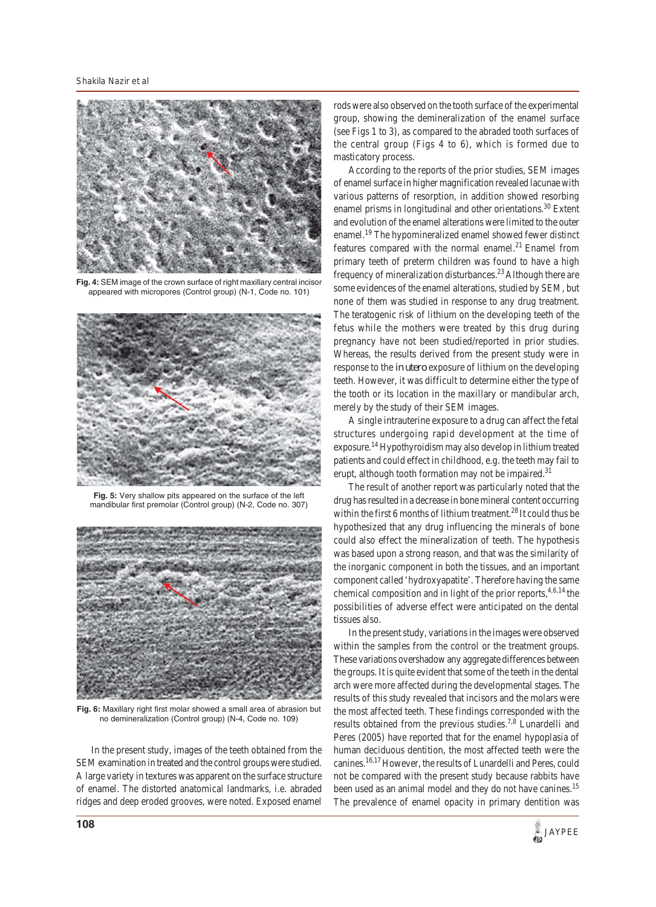Fig. 4: SEM image of the crown surface of right maxillary central incisor appeared with micropores (Control group) (N-1, Code no. 101)

Fig. 5: Very shallow pits appeared on the surface of the left mandibular first premolar (Control group) (N-2, Code no. 307)

Fig. 6: Maxillary right first molar showed a small area of abrasion but no demineralization (Control group) (N-4, Code no. 109)

In the present study, images of the teeth obtained from the SEM examination in treated and the control groups were studied. A large variety in textures was apparent on the surface structure of enamel. The distorted anatomical landmarks, i.e. abraded ridges and deep eroded grooves, were noted. Exposed enamel rods were also observed on the tooth surface of the experimental group, showing the demineralization of the enamel surface (see Figs 1 to 3), as compared to the abraded tooth surfaces of the central group (Figs 4 to 6), which is formed due to masticatory process.

According to the reports of the prior studies, SEM images of enamel surface in higher magnification revealed lacunae with various patterns of resorption, in addition showed resorbing enamel prisms in longitudinal and other orientations.[30] Extent and evolution of the enamel alterations were limited to the outer enamel.[19] The hypomineralized enamel showed fewer distinct features compared with the normal enamel.[21] Enamel from primary teeth of preterm children was found to have a high frequency of mineralization disturbances.[23] Although there are some evidences of the enamel alterations, studied by SEM, but none of them was studied in response to any drug treatment. The teratogenic risk of lithium on the developing teeth of the fetus while the mothers were treated by this drug during pregnancy have not been studied/reported in prior studies. Whereas, the results derived from the present study were in response to the *in utero* exposure of lithium on the developing teeth. However, it was difficult to determine either the type of the tooth or its location in the maxillary or mandibular arch, merely by the study of their SEM images.

A single intrauterine exposure to a drug can affect the fetal structures undergoing rapid development at the time of exposure.[14] Hypothyroidism may also develop in lithium treated patients and could effect in childhood, e.g. the teeth may fail to erupt, although tooth formation may not be impaired.[31]

The result of another report was particularly noted that the drug has resulted in a decrease in bone mineral content occurring within the first 6 months of lithium treatment.[28] It could thus be hypothesized that any drug influencing the minerals of bone could also effect the mineralization of teeth. The hypothesis was based upon a strong reason, and that was the similarity of the inorganic component in both the tissues, and an important component called 'hydroxyapatite'. Therefore having the same chemical composition and in light of the prior reports,[4,6,14] the possibilities of adverse effect were anticipated on the dental tissues also.

In the present study, variations in the images were observed within the samples from the control or the treatment groups. These variations overshadow any aggregate differences between the groups. It is quite evident that some of the teeth in the dental arch were more affected during the developmental stages. The results of this study revealed that incisors and the molars were the most affected teeth. These findings corresponded with the results obtained from the previous studies.[7,8] Lunardelli and Peres (2005) have reported that for the enamel hypoplasia of human deciduous dentition, the most affected teeth were the canines.[16,17] However, the results of Lunardelli and Peres, could not be compared with the present study because rabbits have been used as an animal model and they do not have canines.[15] The prevalence of enamel opacity in primary dentition was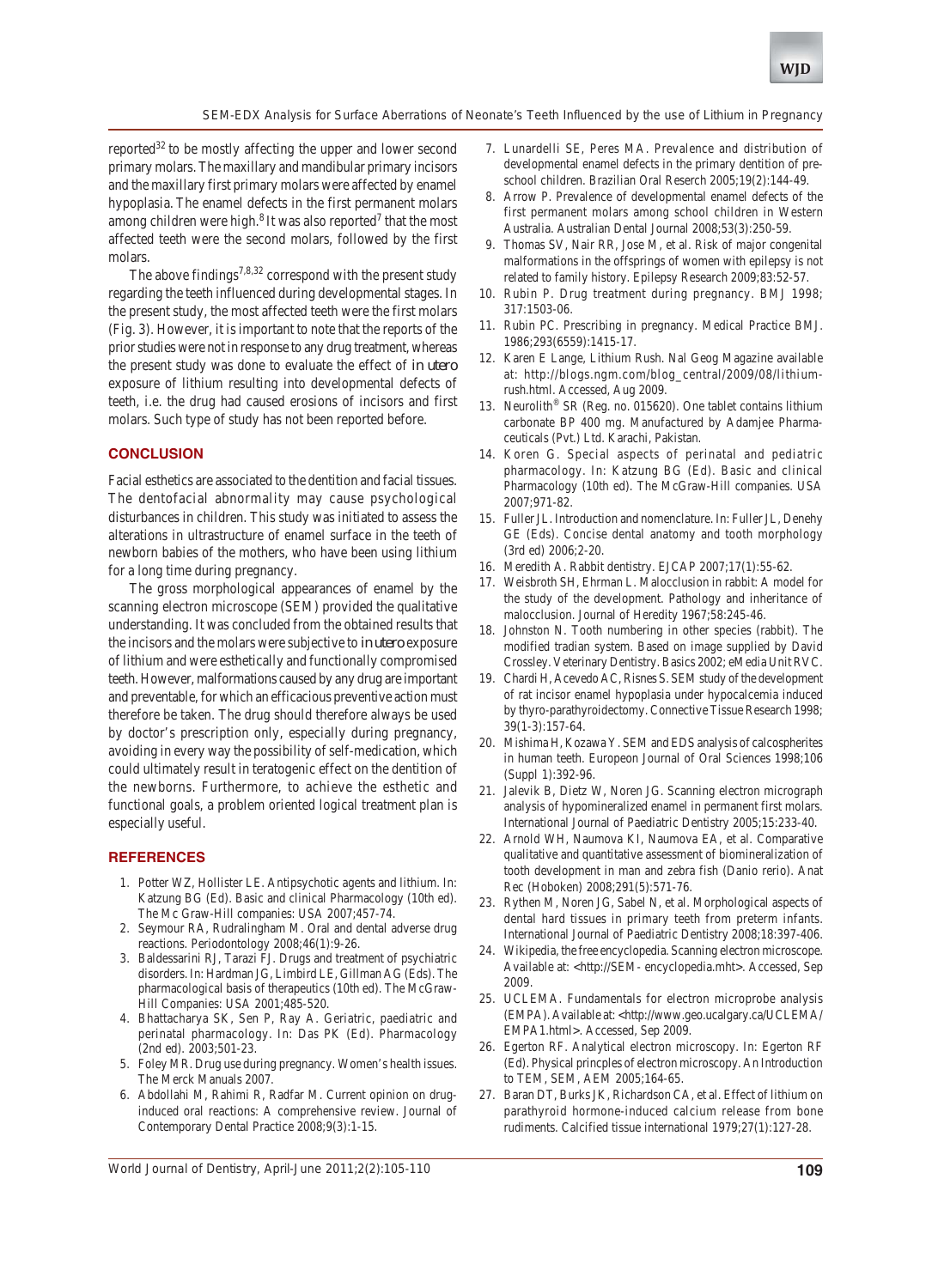reported[32] to be mostly affecting the upper and lower second primary molars. The maxillary and mandibular primary incisors and the maxillary first primary molars were affected by enamel hypoplasia. The enamel defects in the first permanent molars among children were high.[8] It was also reported[7] that the most affected teeth were the second molars, followed by the first molars.

The above findings[7,8,32] correspond with the present study regarding the teeth influenced during developmental stages. In the present study, the most affected teeth were the first molars (Fig. 3). However, it is important to note that the reports of the prior studies were not in response to any drug treatment, whereas the present study was done to evaluate the effect of *in utero* exposure of lithium resulting into developmental defects of teeth, i.e. the drug had caused erosions of incisors and first molars. Such type of study has not been reported before.

## CONCLUSION

Facial esthetics are associated to the dentition and facial tissues. The dentofacial abnormality may cause psychological disturbances in children. This study was initiated to assess the alterations in ultrastructure of enamel surface in the teeth of newborn babies of the mothers, who have been using lithium for a long time during pregnancy.

The gross morphological appearances of enamel by the scanning electron microscope (SEM) provided the qualitative understanding. It was concluded from the obtained results that the incisors and the molars were subjective to *in utero* exposure of lithium and were esthetically and functionally compromised teeth. However, malformations caused by any drug are important and preventable, for which an efficacious preventive action must therefore be taken. The drug should therefore always be used by doctor's prescription only, especially during pregnancy, avoiding in every way the possibility of self-medication, which could ultimately result in teratogenic effect on the dentition of the newborns. Furthermore, to achieve the esthetic and functional goals, a problem oriented logical treatment plan is especially useful.

## REFERENCES

1. Potter WZ, Hollister LE. Antipsychotic agents and lithium. In: Katzung BG (Ed). Basic and clinical Pharmacology (10th ed). The Mc Graw-Hill companies: USA 2007;457-74.
2. Seymour RA, Rudralingham M. Oral and dental adverse drug reactions. Periodontology 2008;46(1):9-26.
3. Baldessarini RJ, Tarazi FJ. Drugs and treatment of psychiatric disorders. In: Hardman JG, Limbird LE, Gillman AG (Eds). The pharmacological basis of therapeutics (10th ed). The McGraw-Hill Companies: USA 2001;485-520.
4. Bhattacharya SK, Sen P, Ray A. Geriatric, paediatric and perinatal pharmacology. In: Das PK (Ed). Pharmacology (2nd ed). 2003;501-23.
5. Foley MR. Drug use during pregnancy. Women's health issues. The Merck Manuals 2007.
6. Abdollahi M, Rahimi R, Radfar M. Current opinion on drug-induced oral reactions: A comprehensive review. Journal of Contemporary Dental Practice 2008;9(3):1-15.
7. Lunardelli SE, Peres MA. Prevalence and distribution of developmental enamel defects in the primary dentition of pre-school children. Brazilian Oral Reserch 2005;19(2):144-49.
8. Arrow P. Prevalence of developmental enamel defects of the first permanent molars among school children in Western Australia. Australian Dental Journal 2008;53(3):250-59.
9. Thomas SV, Nair RR, Jose M, et al. Risk of major congenital malformations in the offsprings of women with epilepsy is not related to family history. Epilepsy Research 2009;83:52-57.
10. Rubin P. Drug treatment during pregnancy. BMJ 1998; 317:1503-06.
11. Rubin PC. Prescribing in pregnancy. Medical Practice BMJ. 1986;293(6559):1415-17.
12. Karen E Lange, Lithium Rush. Nal Geog Magazine available at: http://blogs.ngm.com/blog_central/2009/08/lithium-rush.html. Accessed, Aug 2009.
13. Neurolith® SR (Reg. no. 015620). One tablet contains lithium carbonate BP 400 mg. Manufactured by Adamjee Pharmaceuticals (Pvt.) Ltd. Karachi, Pakistan.
14. Koren G. Special aspects of perinatal and pediatric pharmacology. In: Katzung BG (Ed). Basic and clinical Pharmacology (10th ed). The McGraw-Hill companies. USA 2007;971-82.
15. Fuller JL. Introduction and nomenclature. In: Fuller JL, Denehy GE (Eds). Concise dental anatomy and tooth morphology (3rd ed) 2006;2-20.
16. Meredith A. Rabbit dentistry. EJCAP 2007;17(1):55-62.
17. Weisbroth SH, Ehrman L. Malocclusion in rabbit: A model for the study of the development. Pathology and inheritance of malocclusion. Journal of Heredity 1967;58:245-46.
18. Johnston N. Tooth numbering in other species (rabbit). The modified tradian system. Based on image supplied by David Crossley. Veterinary Dentistry. Basics 2002; eMedia Unit RVC.
19. Chardi H, Acevedo AC, Risnes S. SEM study of the development of rat incisor enamel hypoplasia under hypocalcemia induced by thyro-parathyroidectomy. Connective Tissue Research 1998; 39(1-3):157-64.
20. Mishima H, Kozawa Y. SEM and EDS analysis of calcospherites in human teeth. Europeon Journal of Oral Sciences 1998;106 (Suppl 1):392-96.
21. Jalevik B, Dietz W, Noren JG. Scanning electron micrograph analysis of hypomineralized enamel in permanent first molars. International Journal of Paediatric Dentistry 2005;15:233-40.
22. Arnold WH, Naumova KI, Naumova EA, et al. Comparative qualitative and quantitative assessment of biomineralization of tooth development in man and zebra fish (Danio rerio). Anat Rec (Hoboken) 2008;291(5):571-76.
23. Rythen M, Noren JG, Sabel N, et al. Morphological aspects of dental hard tissues in primary teeth from preterm infants. International Journal of Paediatric Dentistry 2008;18:397-406.
24. Wikipedia, the free encyclopedia. Scanning electron microscope. Available at: <http://SEM- encyclopedia.mht>. Accessed, Sep 2009.
25. UCLEMA. Fundamentals for electron microprobe analysis (EMPA). Available at: <http://www.geo.ucalgary.ca/UCLEMA/EMPA1.html>. Accessed, Sep 2009.
26. Egerton RF. Analytical electron microscopy. In: Egerton RF (Ed). Physical princples of electron microscopy. An Introduction to TEM, SEM, AEM 2005;164-65.
27. Baran DT, Burks JK, Richardson CA, et al. Effect of lithium on parathyroid hormone-induced calcium release from bone rudiments. Calcified tissue international 1979;27(1):127-28.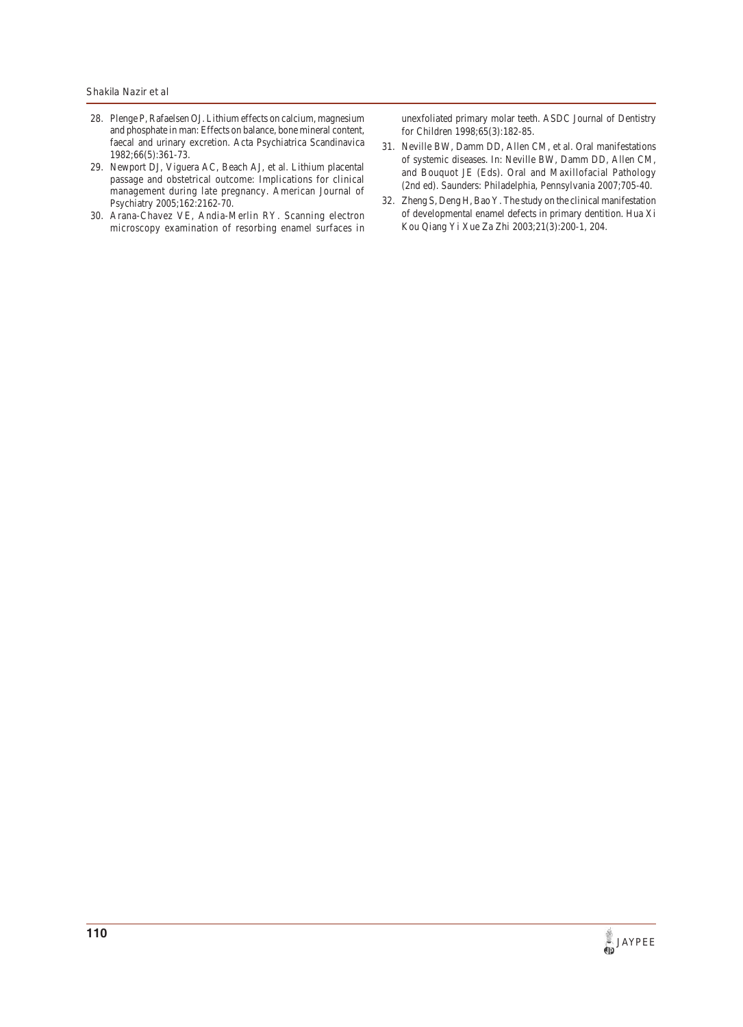28. Plenge P, Rafaelsen OJ. Lithium effects on calcium, magnesium and phosphate in man: Effects on balance, bone mineral content, faecal and urinary excretion. Acta Psychiatrica Scandinavica 1982;66(5):361-73.
29. Newport DJ, Viguera AC, Beach AJ, et al. Lithium placental passage and obstetrical outcome: Implications for clinical management during late pregnancy. American Journal of Psychiatry 2005;162:2162-70.
30. Arana-Chavez VE, Andia-Merlin RY. Scanning electron microscopy examination of resorbing enamel surfaces in unexfoliated primary molar teeth. ASDC Journal of Dentistry for Children 1998;65(3):182-85.
31. Neville BW, Damm DD, Allen CM, et al. Oral manifestations of systemic diseases. In: Neville BW, Damm DD, Allen CM, and Bouquot JE (Eds). Oral and Maxillofacial Pathology (2nd ed). Saunders: Philadelphia, Pennsylvania 2007;705-40.
32. Zheng S, Deng H, Bao Y. The study on the clinical manifestation of developmental enamel defects in primary dentition. Hua Xi Kou Qiang Yi Xue Za Zhi 2003;21(3):200-1, 204.